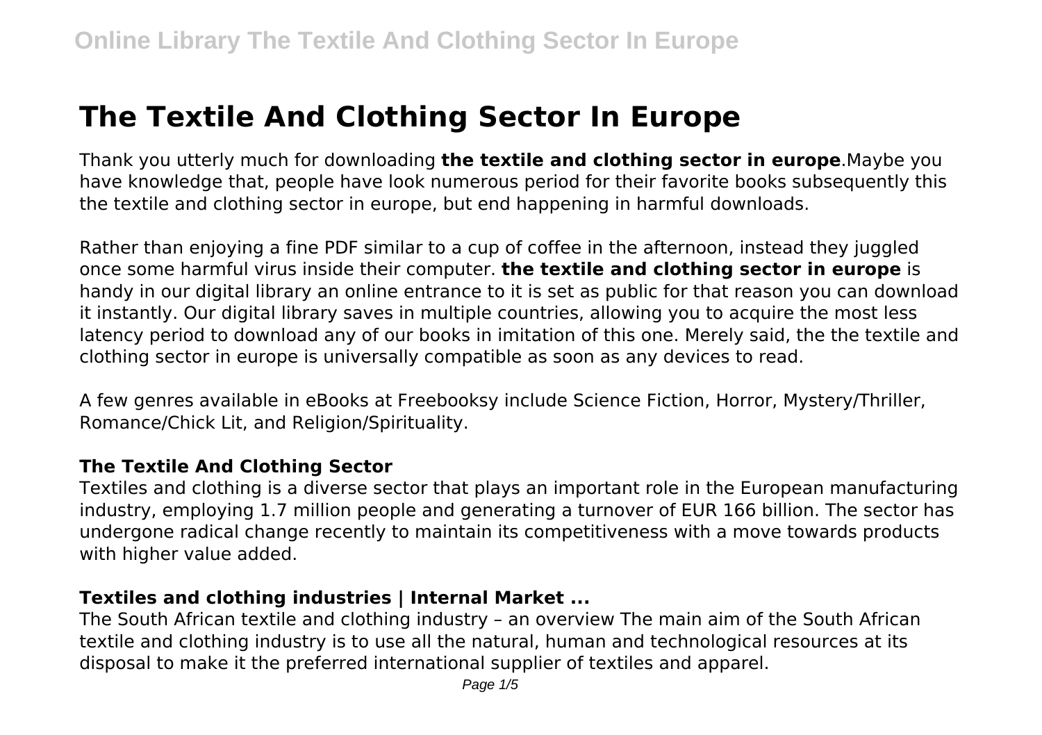# The Textile And Clothing Sector In Europe

Thank you utterly much for downloading **the textile and clothing sector in europe**.Maybe you have knowledge that, people have look numerous period for their favorite books subsequently this the textile and clothing sector in europe, but end happening in harmful downloads.

Rather than enjoying a fine PDF similar to a cup of coffee in the afternoon, instead they juggled once some harmful virus inside their computer. **the textile and clothing sector in europe** is handy in our digital library an online entrance to it is set as public for that reason you can download it instantly. Our digital library saves in multiple countries, allowing you to acquire the most less latency period to download any of our books in imitation of this one. Merely said, the the textile and clothing sector in europe is universally compatible as soon as any devices to read.

A few genres available in eBooks at Freebooksy include Science Fiction, Horror, Mystery/Thriller, Romance/Chick Lit, and Religion/Spirituality.

### The Textile And Clothing Sector

Textiles and clothing is a diverse sector that plays an important role in the European manufacturing industry, employing 1.7 million people and generating a turnover of EUR 166 billion. The sector has undergone radical change recently to maintain its competitiveness with a move towards products with higher value added.

### Textiles and clothing industries | Internal Market ...

The South African textile and clothing industry – an overview The main aim of the South African textile and clothing industry is to use all the natural, human and technological resources at its disposal to make it the preferred international supplier of textiles and apparel.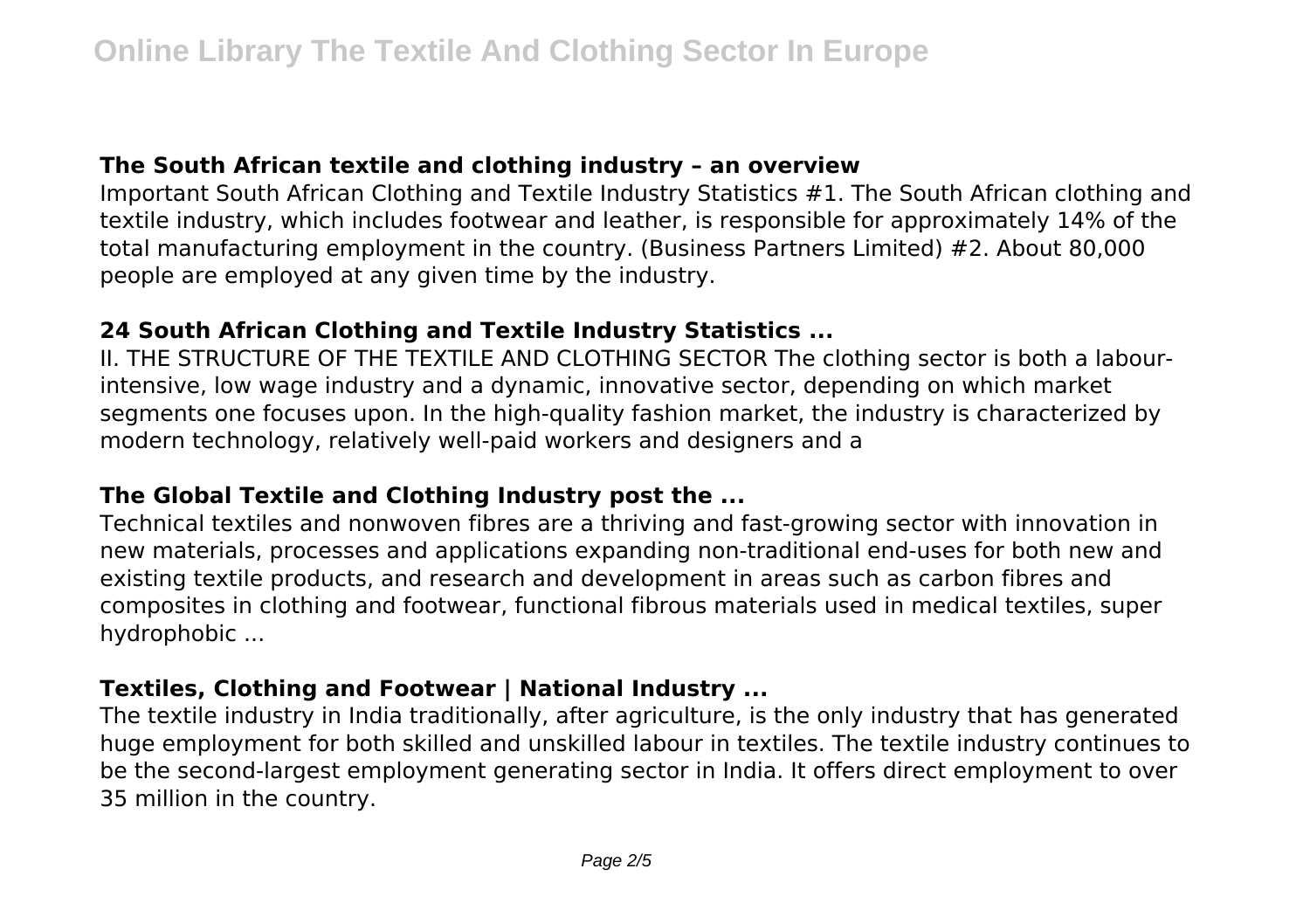### The South African textile and clothing industry – an overview

Important South African Clothing and Textile Industry Statistics #1. The South African clothing and textile industry, which includes footwear and leather, is responsible for approximately 14% of the total manufacturing employment in the country. (Business Partners Limited) #2. About 80,000 people are employed at any given time by the industry.

### 24 South African Clothing and Textile Industry Statistics ...

II. THE STRUCTURE OF THE TEXTILE AND CLOTHING SECTOR The clothing sector is both a labour-intensive, low wage industry and a dynamic, innovative sector, depending on which market segments one focuses upon. In the high-quality fashion market, the industry is characterized by modern technology, relatively well-paid workers and designers and a

### The Global Textile and Clothing Industry post the ...

Technical textiles and nonwoven fibres are a thriving and fast-growing sector with innovation in new materials, processes and applications expanding non-traditional end-uses for both new and existing textile products, and research and development in areas such as carbon fibres and composites in clothing and footwear, functional fibrous materials used in medical textiles, super hydrophobic ...

### Textiles, Clothing and Footwear | National Industry ...

The textile industry in India traditionally, after agriculture, is the only industry that has generated huge employment for both skilled and unskilled labour in textiles. The textile industry continues to be the second-largest employment generating sector in India. It offers direct employment to over 35 million in the country.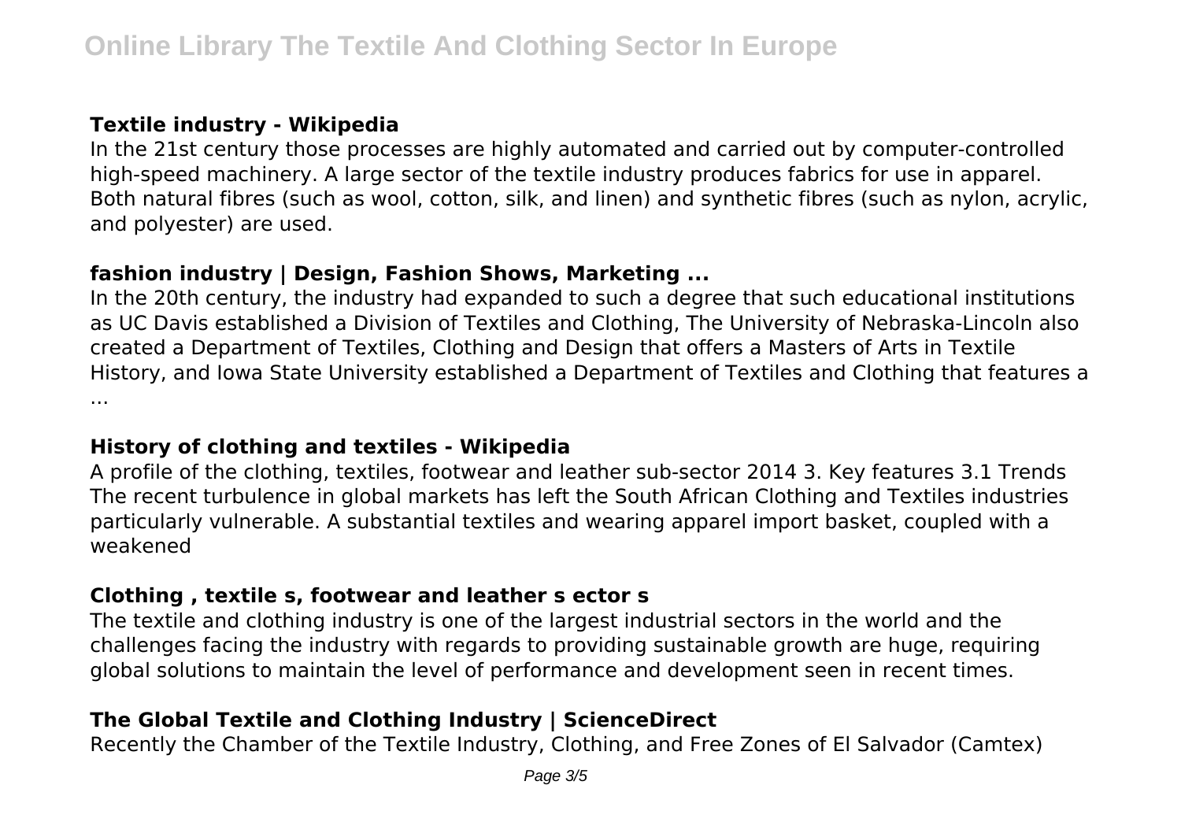### Textile industry - Wikipedia

In the 21st century those processes are highly automated and carried out by computer-controlled high-speed machinery. A large sector of the textile industry produces fabrics for use in apparel. Both natural fibres (such as wool, cotton, silk, and linen) and synthetic fibres (such as nylon, acrylic, and polyester) are used.

### fashion industry | Design, Fashion Shows, Marketing ...

In the 20th century, the industry had expanded to such a degree that such educational institutions as UC Davis established a Division of Textiles and Clothing, The University of Nebraska-Lincoln also created a Department of Textiles, Clothing and Design that offers a Masters of Arts in Textile History, and Iowa State University established a Department of Textiles and Clothing that features a ...

### History of clothing and textiles - Wikipedia

A profile of the clothing, textiles, footwear and leather sub-sector 2014 3. Key features 3.1 Trends The recent turbulence in global markets has left the South African Clothing and Textiles industries particularly vulnerable. A substantial textiles and wearing apparel import basket, coupled with a weakened

### Clothing , textile s, footwear and leather s ector s

The textile and clothing industry is one of the largest industrial sectors in the world and the challenges facing the industry with regards to providing sustainable growth are huge, requiring global solutions to maintain the level of performance and development seen in recent times.

### The Global Textile and Clothing Industry | ScienceDirect

Recently the Chamber of the Textile Industry, Clothing, and Free Zones of El Salvador (Camtex)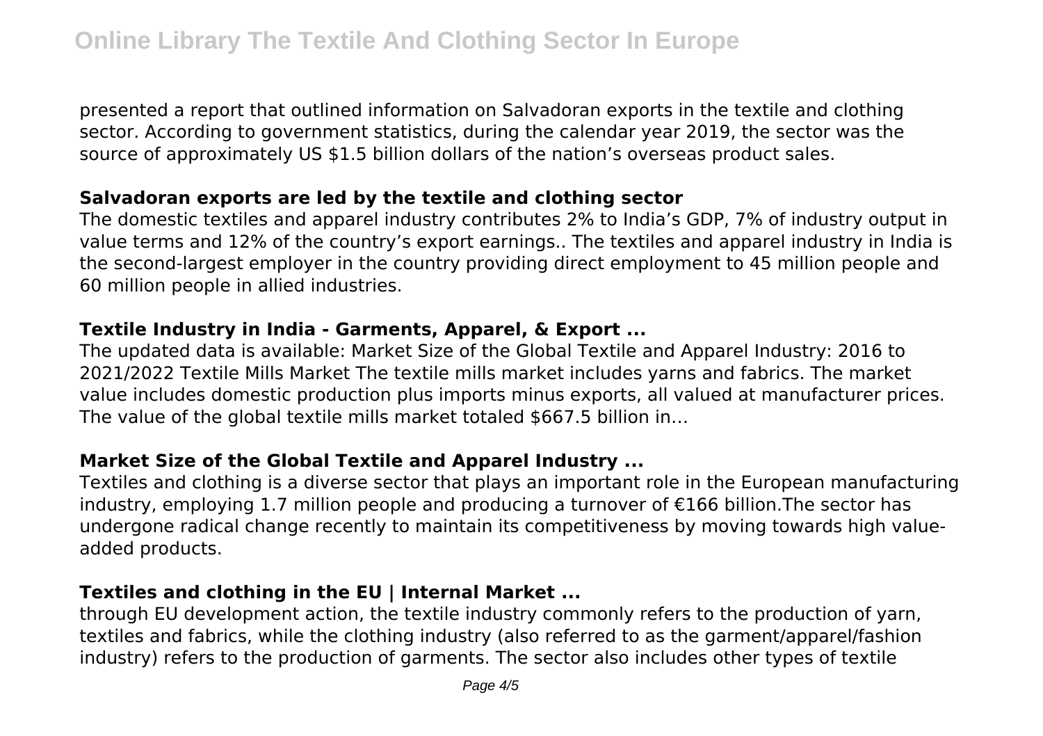presented a report that outlined information on Salvadoran exports in the textile and clothing sector. According to government statistics, during the calendar year 2019, the sector was the source of approximately US $1.5 billion dollars of the nation's overseas product sales.

### Salvadoran exports are led by the textile and clothing sector

The domestic textiles and apparel industry contributes 2% to India's GDP, 7% of industry output in value terms and 12% of the country's export earnings.. The textiles and apparel industry in India is the second-largest employer in the country providing direct employment to 45 million people and 60 million people in allied industries.

### Textile Industry in India - Garments, Apparel, & Export ...

The updated data is available: Market Size of the Global Textile and Apparel Industry: 2016 to 2021/2022 Textile Mills Market The textile mills market includes yarns and fabrics. The market value includes domestic production plus imports minus exports, all valued at manufacturer prices. The value of the global textile mills market totaled $667.5 billion in…

### Market Size of the Global Textile and Apparel Industry ...

Textiles and clothing is a diverse sector that plays an important role in the European manufacturing industry, employing 1.7 million people and producing a turnover of €166 billion.The sector has undergone radical change recently to maintain its competitiveness by moving towards high value-added products.

### Textiles and clothing in the EU | Internal Market ...

through EU development action, the textile industry commonly refers to the production of yarn, textiles and fabrics, while the clothing industry (also referred to as the garment/apparel/fashion industry) refers to the production of garments. The sector also includes other types of textile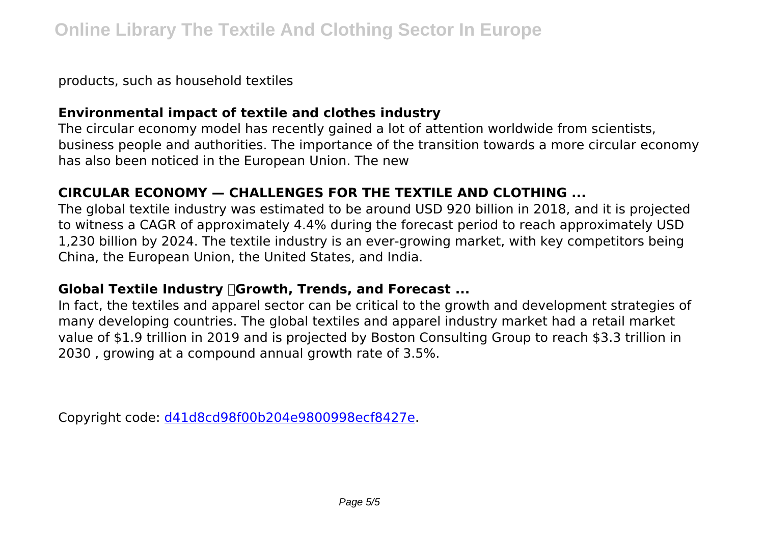products, such as household textiles

**Environmental impact of textile and clothes industry**

The circular economy model has recently gained a lot of attention worldwide from scientists, business people and authorities. The importance of the transition towards a more circular economy has also been noticed in the European Union. The new

**CIRCULAR ECONOMY — CHALLENGES FOR THE TEXTILE AND CLOTHING ...**

The global textile industry was estimated to be around USD 920 billion in 2018, and it is projected to witness a CAGR of approximately 4.4% during the forecast period to reach approximately USD 1,230 billion by 2024. The textile industry is an ever-growing market, with key competitors being China, the European Union, the United States, and India.

**Global Textile Industry Growth, Trends, and Forecast ...**

In fact, the textiles and apparel sector can be critical to the growth and development strategies of many developing countries. The global textiles and apparel industry market had a retail market value of $1.9 trillion in 2019 and is projected by Boston Consulting Group to reach $3.3 trillion in 2030 , growing at a compound annual growth rate of 3.5%.

Copyright code: d41d8cd98f00b204e9800998ecf8427e.